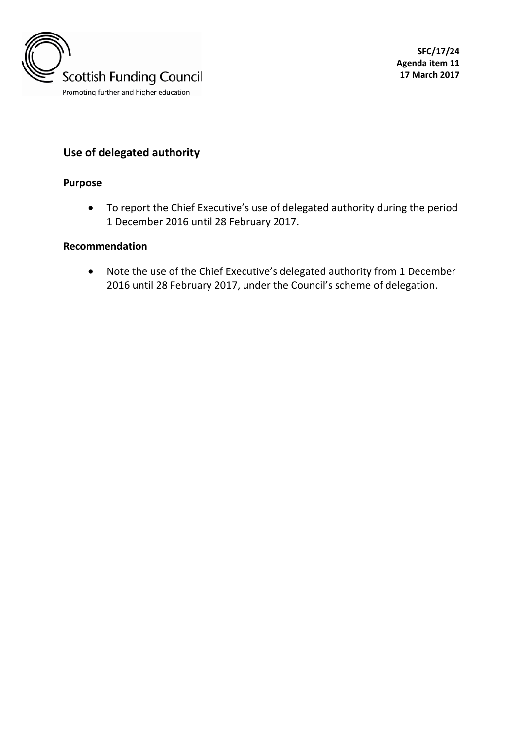Scottish Funding Council

Promoting further and higher education

**SFC/17/24**
**Agenda item 11**
**17 March 2017**

## Use of delegated authority

### Purpose

- To report the Chief Executive's use of delegated authority during the period 1 December 2016 until 28 February 2017.

### Recommendation

- Note the use of the Chief Executive's delegated authority from 1 December 2016 until 28 February 2017, under the Council's scheme of delegation.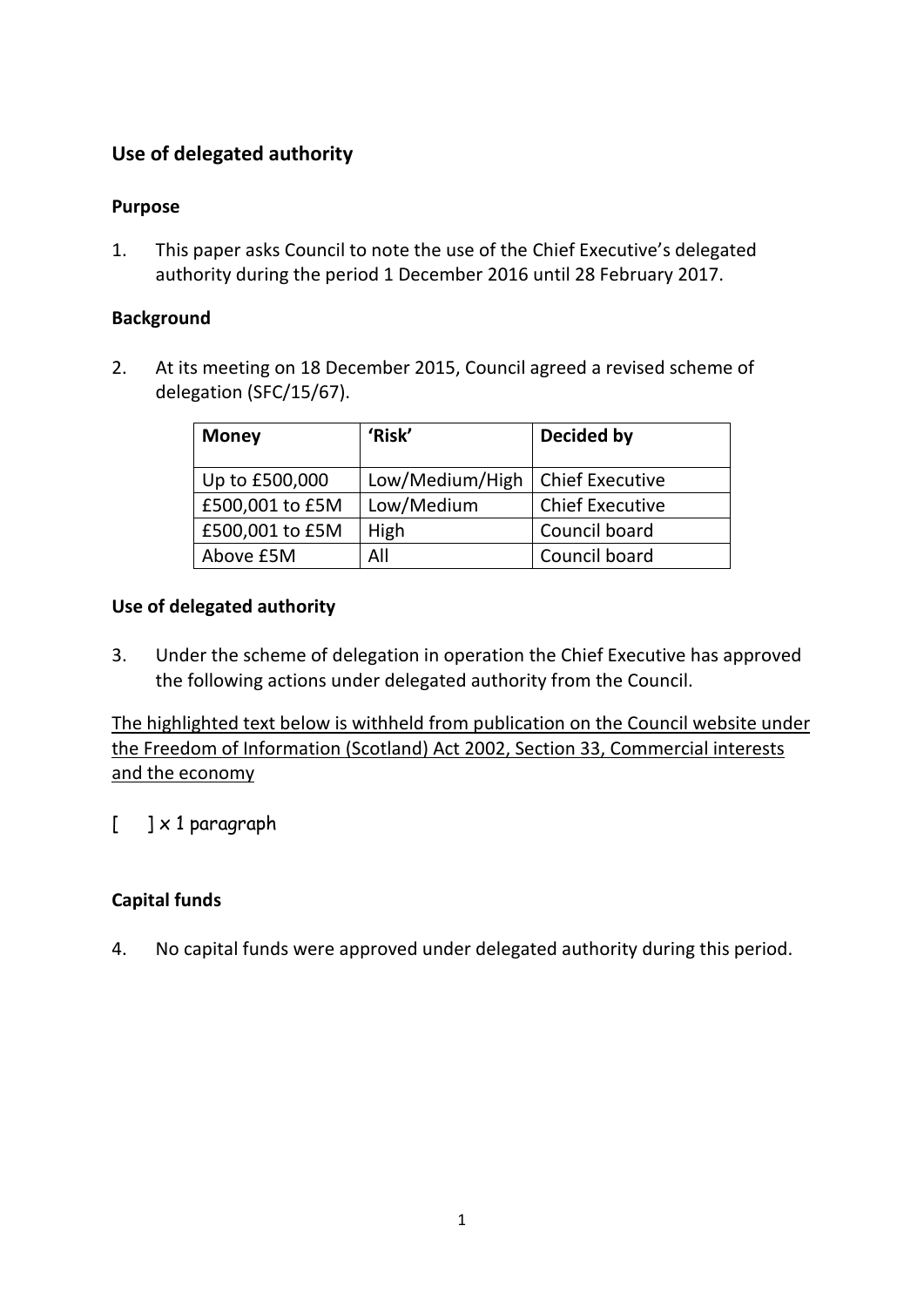## Use of delegated authority

### Purpose

1. This paper asks Council to note the use of the Chief Executive's delegated authority during the period 1 December 2016 until 28 February 2017.

### Background

2. At its meeting on 18 December 2015, Council agreed a revised scheme of delegation (SFC/15/67).

| Money | 'Risk' | Decided by |
|---|---|---|
| Up to £500,000 | Low/Medium/High | Chief Executive |
| £500,001 to £5M | Low/Medium | Chief Executive |
| £500,001 to £5M | High | Council board |
| Above £5M | All | Council board |

### Use of delegated authority

3. Under the scheme of delegation in operation the Chief Executive has approved the following actions under delegated authority from the Council.

The highlighted text below is withheld from publication on the Council website under the Freedom of Information (Scotland) Act 2002, Section 33, Commercial interests and the economy

[ ] x 1 paragraph

### Capital funds

4. No capital funds were approved under delegated authority during this period.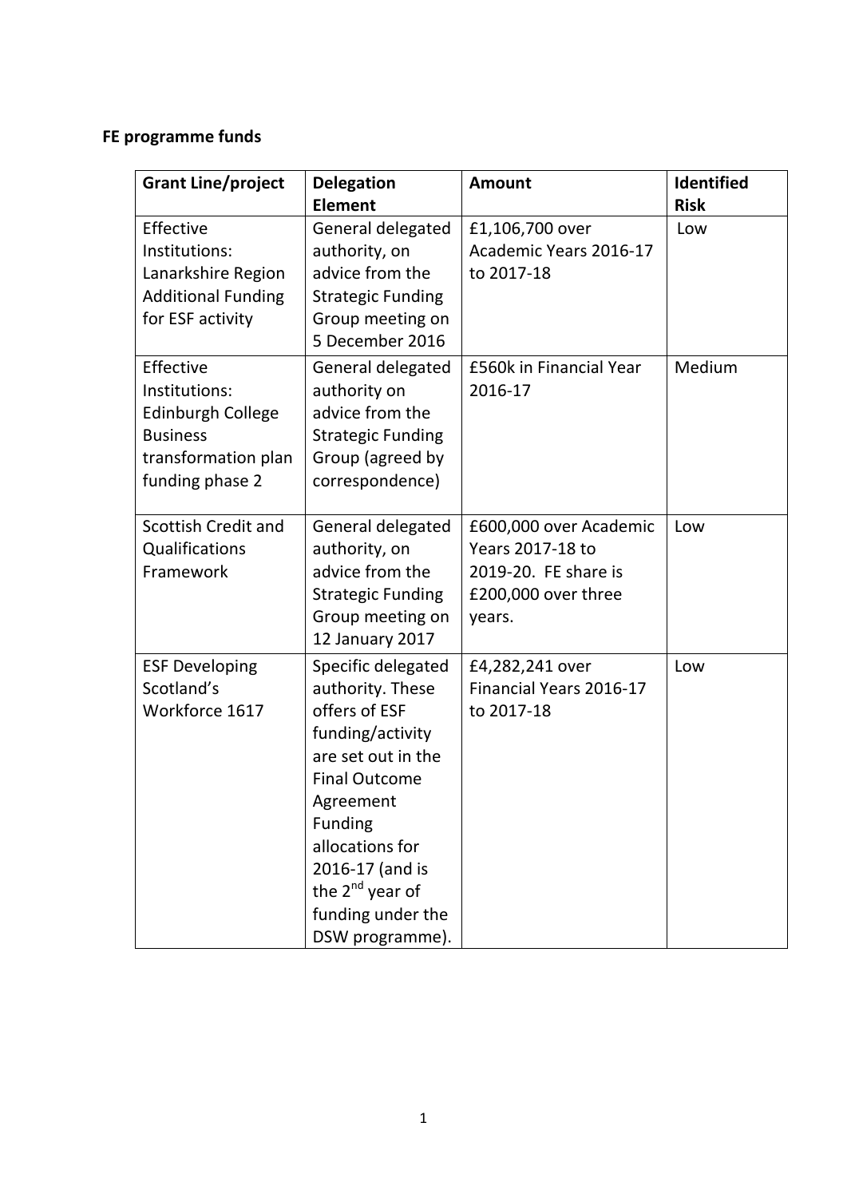**FE programme funds**

| Grant Line/project | Delegation Element | Amount | Identified Risk |
|---|---|---|---|
| Effective Institutions: Lanarkshire Region Additional Funding for ESF activity | General delegated authority, on advice from the Strategic Funding Group meeting on 5 December 2016 | £1,106,700 over Academic Years 2016-17 to 2017-18 | Low |
| Effective Institutions: Edinburgh College Business transformation plan funding phase 2 | General delegated authority on advice from the Strategic Funding Group (agreed by correspondence) | £560k in Financial Year 2016-17 | Medium |
| Scottish Credit and Qualifications Framework | General delegated authority, on advice from the Strategic Funding Group meeting on 12 January 2017 | £600,000 over Academic Years 2017-18 to 2019-20. FE share is £200,000 over three years. | Low |
| ESF Developing Scotland's Workforce 1617 | Specific delegated authority. These offers of ESF funding/activity are set out in the Final Outcome Agreement Funding allocations for 2016-17 (and is the 2nd year of funding under the DSW programme). | £4,282,241 over Financial Years 2016-17 to 2017-18 | Low |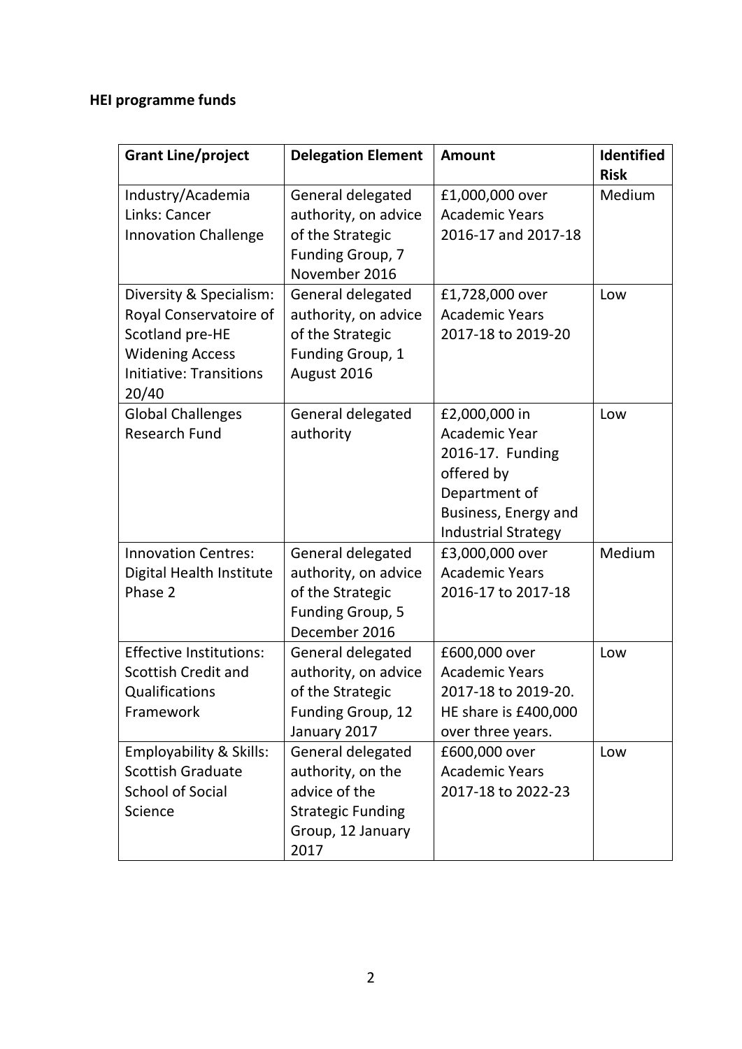**HEI programme funds**

| Grant Line/project | Delegation Element | Amount | Identified Risk |
|---|---|---|---|
| Industry/Academia Links: Cancer Innovation Challenge | General delegated authority, on advice of the Strategic Funding Group, 7 November 2016 | £1,000,000 over Academic Years 2016-17 and 2017-18 | Medium |
| Diversity & Specialism: Royal Conservatoire of Scotland pre-HE Widening Access Initiative: Transitions 20/40 | General delegated authority, on advice of the Strategic Funding Group, 1 August 2016 | £1,728,000 over Academic Years 2017-18 to 2019-20 | Low |
| Global Challenges Research Fund | General delegated authority | £2,000,000 in Academic Year 2016-17. Funding offered by Department of Business, Energy and Industrial Strategy | Low |
| Innovation Centres: Digital Health Institute Phase 2 | General delegated authority, on advice of the Strategic Funding Group, 5 December 2016 | £3,000,000 over Academic Years 2016-17 to 2017-18 | Medium |
| Effective Institutions: Scottish Credit and Qualifications Framework | General delegated authority, on advice of the Strategic Funding Group, 12 January 2017 | £600,000 over Academic Years 2017-18 to 2019-20. HE share is £400,000 over three years. | Low |
| Employability & Skills: Scottish Graduate School of Social Science | General delegated authority, on the advice of the Strategic Funding Group, 12 January 2017 | £600,000 over Academic Years 2017-18 to 2022-23 | Low |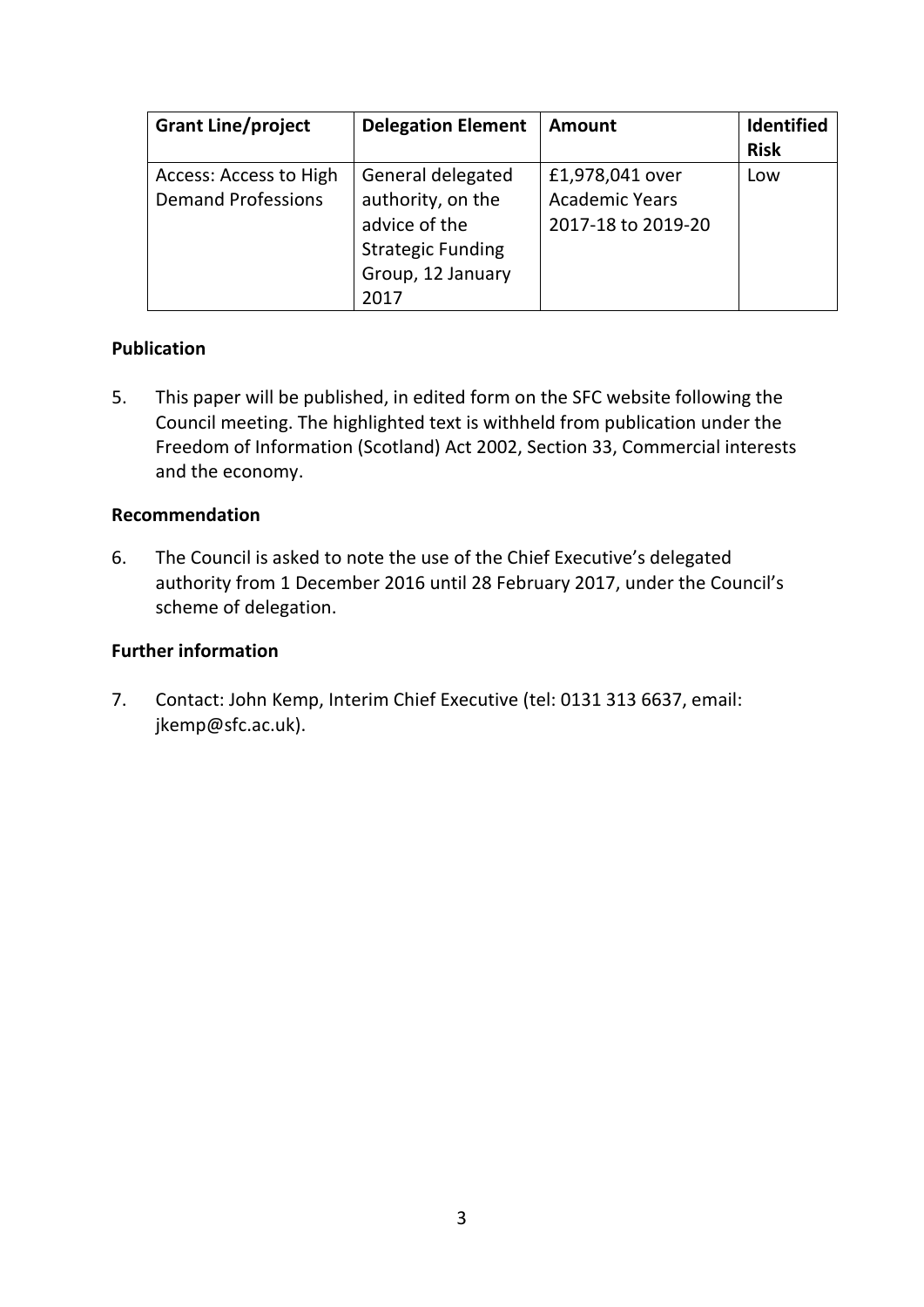| Grant Line/project | Delegation Element | Amount | Identified Risk |
|---|---|---|---|
| Access: Access to High Demand Professions | General delegated authority, on the advice of the Strategic Funding Group, 12 January 2017 | £1,978,041 over Academic Years 2017-18 to 2019-20 | Low |

**Publication**

5. This paper will be published, in edited form on the SFC website following the Council meeting. The highlighted text is withheld from publication under the Freedom of Information (Scotland) Act 2002, Section 33, Commercial interests and the economy.

**Recommendation**

6. The Council is asked to note the use of the Chief Executive's delegated authority from 1 December 2016 until 28 February 2017, under the Council's scheme of delegation.

**Further information**

7. Contact: John Kemp, Interim Chief Executive (tel: 0131 313 6637, email: jkemp@sfc.ac.uk).